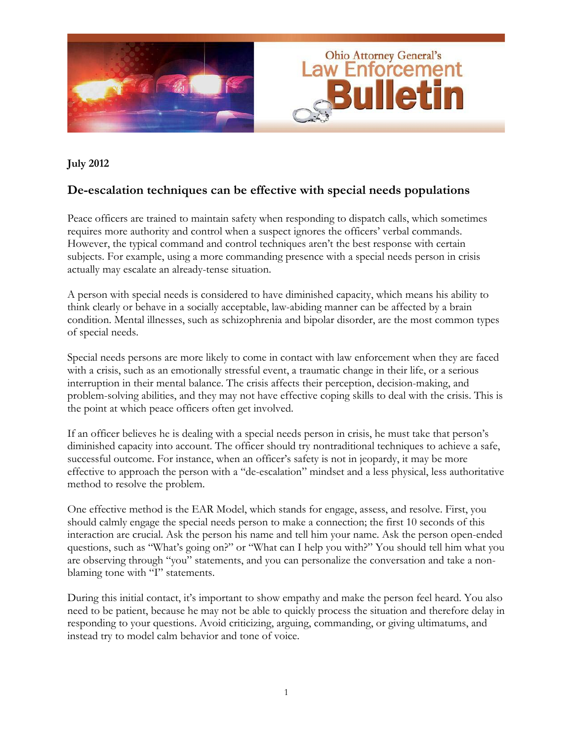Ohio Attorney General's Law Enforcement Bulletin

**July 2012**

## De-escalation techniques can be effective with special needs populations

Peace officers are trained to maintain safety when responding to dispatch calls, which sometimes requires more authority and control when a suspect ignores the officers' verbal commands. However, the typical command and control techniques aren't the best response with certain subjects. For example, using a more commanding presence with a special needs person in crisis actually may escalate an already-tense situation.

A person with special needs is considered to have diminished capacity, which means his ability to think clearly or behave in a socially acceptable, law-abiding manner can be affected by a brain condition. Mental illnesses, such as schizophrenia and bipolar disorder, are the most common types of special needs.

Special needs persons are more likely to come in contact with law enforcement when they are faced with a crisis, such as an emotionally stressful event, a traumatic change in their life, or a serious interruption in their mental balance. The crisis affects their perception, decision-making, and problem-solving abilities, and they may not have effective coping skills to deal with the crisis. This is the point at which peace officers often get involved.

If an officer believes he is dealing with a special needs person in crisis, he must take that person's diminished capacity into account. The officer should try nontraditional techniques to achieve a safe, successful outcome. For instance, when an officer's safety is not in jeopardy, it may be more effective to approach the person with a "de-escalation" mindset and a less physical, less authoritative method to resolve the problem.

One effective method is the EAR Model, which stands for engage, assess, and resolve. First, you should calmly engage the special needs person to make a connection; the first 10 seconds of this interaction are crucial. Ask the person his name and tell him your name. Ask the person open-ended questions, such as "What's going on?" or "What can I help you with?" You should tell him what you are observing through "you" statements, and you can personalize the conversation and take a non-blaming tone with "I" statements.

During this initial contact, it's important to show empathy and make the person feel heard. You also need to be patient, because he may not be able to quickly process the situation and therefore delay in responding to your questions. Avoid criticizing, arguing, commanding, or giving ultimatums, and instead try to model calm behavior and tone of voice.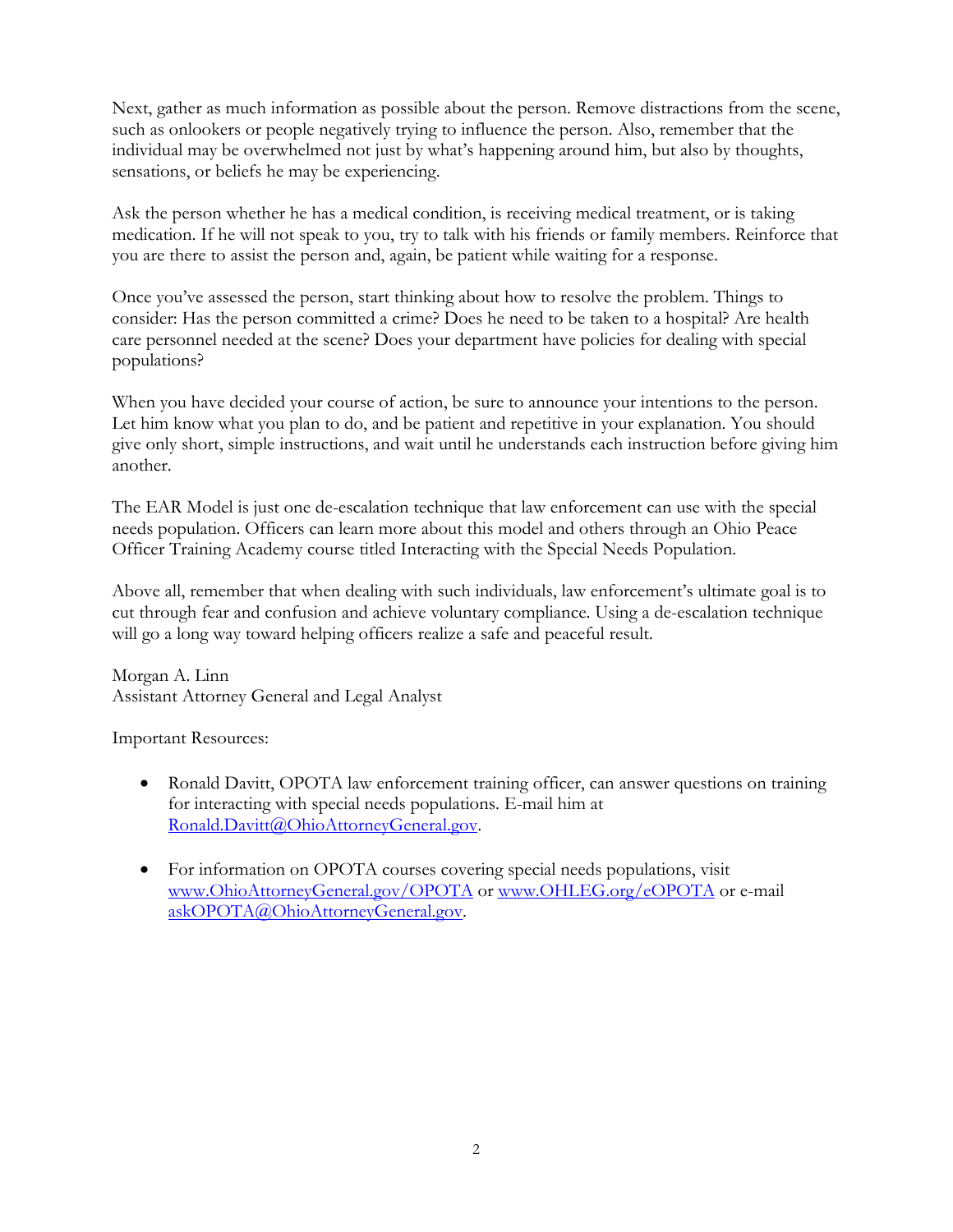Next, gather as much information as possible about the person. Remove distractions from the scene, such as onlookers or people negatively trying to influence the person. Also, remember that the individual may be overwhelmed not just by what's happening around him, but also by thoughts, sensations, or beliefs he may be experiencing.

Ask the person whether he has a medical condition, is receiving medical treatment, or is taking medication. If he will not speak to you, try to talk with his friends or family members. Reinforce that you are there to assist the person and, again, be patient while waiting for a response.

Once you've assessed the person, start thinking about how to resolve the problem. Things to consider: Has the person committed a crime? Does he need to be taken to a hospital? Are health care personnel needed at the scene? Does your department have policies for dealing with special populations?

When you have decided your course of action, be sure to announce your intentions to the person. Let him know what you plan to do, and be patient and repetitive in your explanation. You should give only short, simple instructions, and wait until he understands each instruction before giving him another.

The EAR Model is just one de-escalation technique that law enforcement can use with the special needs population. Officers can learn more about this model and others through an Ohio Peace Officer Training Academy course titled Interacting with the Special Needs Population.

Above all, remember that when dealing with such individuals, law enforcement's ultimate goal is to cut through fear and confusion and achieve voluntary compliance. Using a de-escalation technique will go a long way toward helping officers realize a safe and peaceful result.

Morgan A. Linn
Assistant Attorney General and Legal Analyst

Important Resources:

- Ronald Davitt, OPOTA law enforcement training officer, can answer questions on training for interacting with special needs populations. E-mail him at Ronald.Davitt@OhioAttorneyGeneral.gov.

- For information on OPOTA courses covering special needs populations, visit www.OhioAttorneyGeneral.gov/OPOTA or www.OHLEG.org/eOPOTA or e-mail askOPOTA@OhioAttorneyGeneral.gov.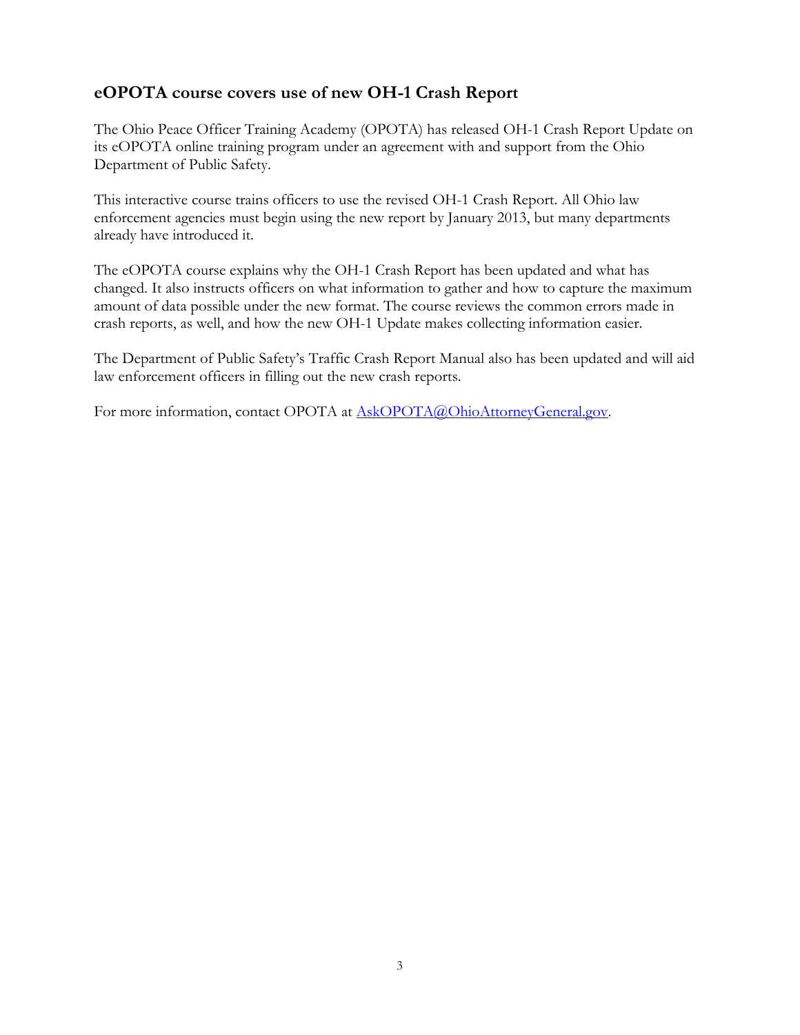## eOPOTA course covers use of new OH-1 Crash Report

The Ohio Peace Officer Training Academy (OPOTA) has released OH-1 Crash Report Update on its eOPOTA online training program under an agreement with and support from the Ohio Department of Public Safety.

This interactive course trains officers to use the revised OH-1 Crash Report. All Ohio law enforcement agencies must begin using the new report by January 2013, but many departments already have introduced it.

The eOPOTA course explains why the OH-1 Crash Report has been updated and what has changed. It also instructs officers on what information to gather and how to capture the maximum amount of data possible under the new format. The course reviews the common errors made in crash reports, as well, and how the new OH-1 Update makes collecting information easier.

The Department of Public Safety's Traffic Crash Report Manual also has been updated and will aid law enforcement officers in filling out the new crash reports.

For more information, contact OPOTA at [AskOPOTA@OhioAttorneyGeneral.gov](mailto:AskOPOTA@OhioAttorneyGeneral.gov).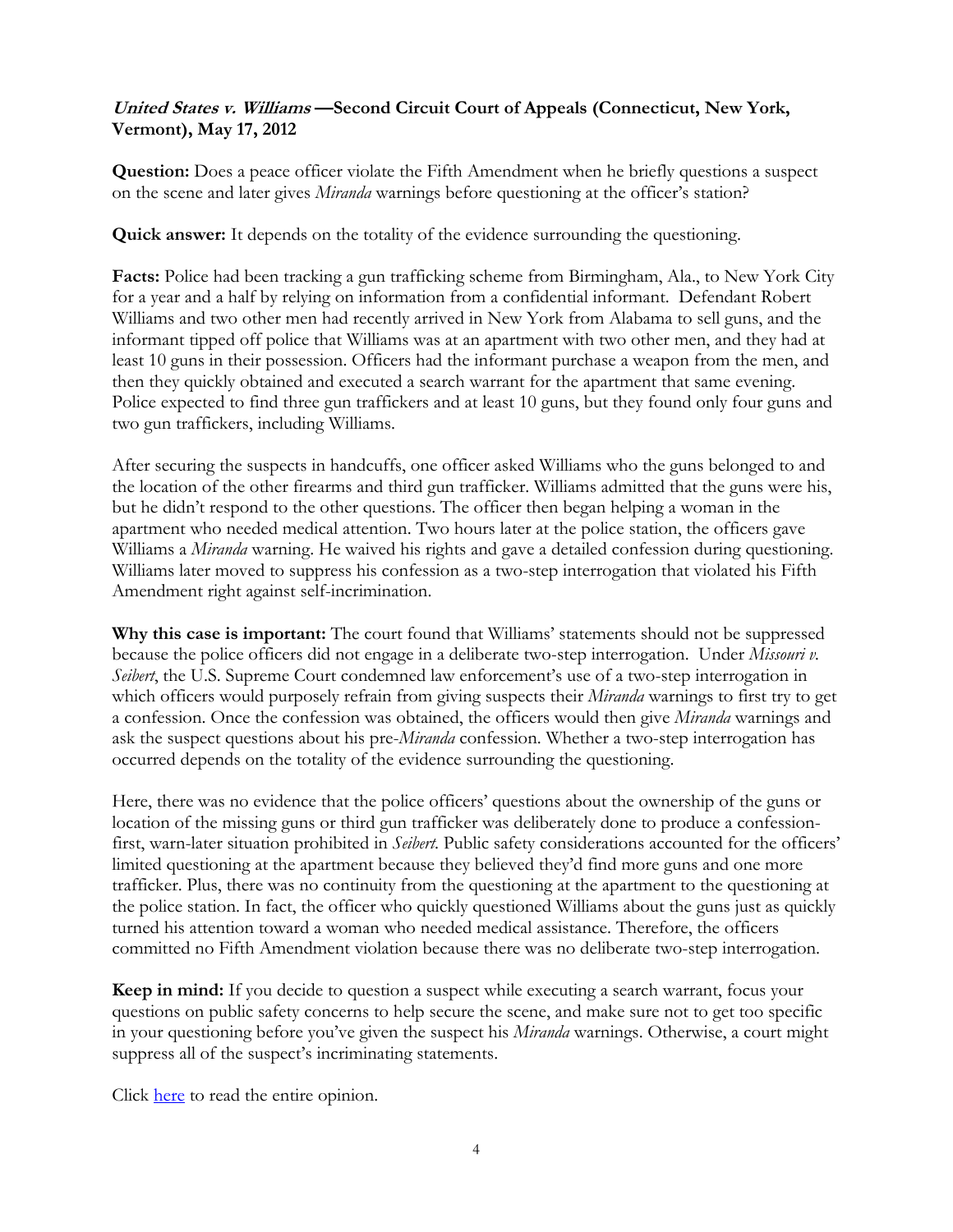### *United States v. Williams* **—Second Circuit Court of Appeals (Connecticut, New York, Vermont), May 17, 2012**

**Question:** Does a peace officer violate the Fifth Amendment when he briefly questions a suspect on the scene and later gives *Miranda* warnings before questioning at the officer's station?

**Quick answer:** It depends on the totality of the evidence surrounding the questioning.

**Facts:** Police had been tracking a gun trafficking scheme from Birmingham, Ala., to New York City for a year and a half by relying on information from a confidential informant. Defendant Robert Williams and two other men had recently arrived in New York from Alabama to sell guns, and the informant tipped off police that Williams was at an apartment with two other men, and they had at least 10 guns in their possession. Officers had the informant purchase a weapon from the men, and then they quickly obtained and executed a search warrant for the apartment that same evening. Police expected to find three gun traffickers and at least 10 guns, but they found only four guns and two gun traffickers, including Williams.

After securing the suspects in handcuffs, one officer asked Williams who the guns belonged to and the location of the other firearms and third gun trafficker. Williams admitted that the guns were his, but he didn't respond to the other questions. The officer then began helping a woman in the apartment who needed medical attention. Two hours later at the police station, the officers gave Williams a *Miranda* warning. He waived his rights and gave a detailed confession during questioning. Williams later moved to suppress his confession as a two-step interrogation that violated his Fifth Amendment right against self-incrimination.

**Why this case is important:** The court found that Williams' statements should not be suppressed because the police officers did not engage in a deliberate two-step interrogation. Under *Missouri v. Seibert*, the U.S. Supreme Court condemned law enforcement's use of a two-step interrogation in which officers would purposely refrain from giving suspects their *Miranda* warnings to first try to get a confession. Once the confession was obtained, the officers would then give *Miranda* warnings and ask the suspect questions about his pre-*Miranda* confession. Whether a two-step interrogation has occurred depends on the totality of the evidence surrounding the questioning.

Here, there was no evidence that the police officers' questions about the ownership of the guns or location of the missing guns or third gun trafficker was deliberately done to produce a confession-first, warn-later situation prohibited in *Seibert.* Public safety considerations accounted for the officers' limited questioning at the apartment because they believed they'd find more guns and one more trafficker. Plus, there was no continuity from the questioning at the apartment to the questioning at the police station. In fact, the officer who quickly questioned Williams about the guns just as quickly turned his attention toward a woman who needed medical assistance. Therefore, the officers committed no Fifth Amendment violation because there was no deliberate two-step interrogation.

**Keep in mind:** If you decide to question a suspect while executing a search warrant, focus your questions on public safety concerns to help secure the scene, and make sure not to get too specific in your questioning before you've given the suspect his *Miranda* warnings. Otherwise, a court might suppress all of the suspect's incriminating statements.

Click here to read the entire opinion.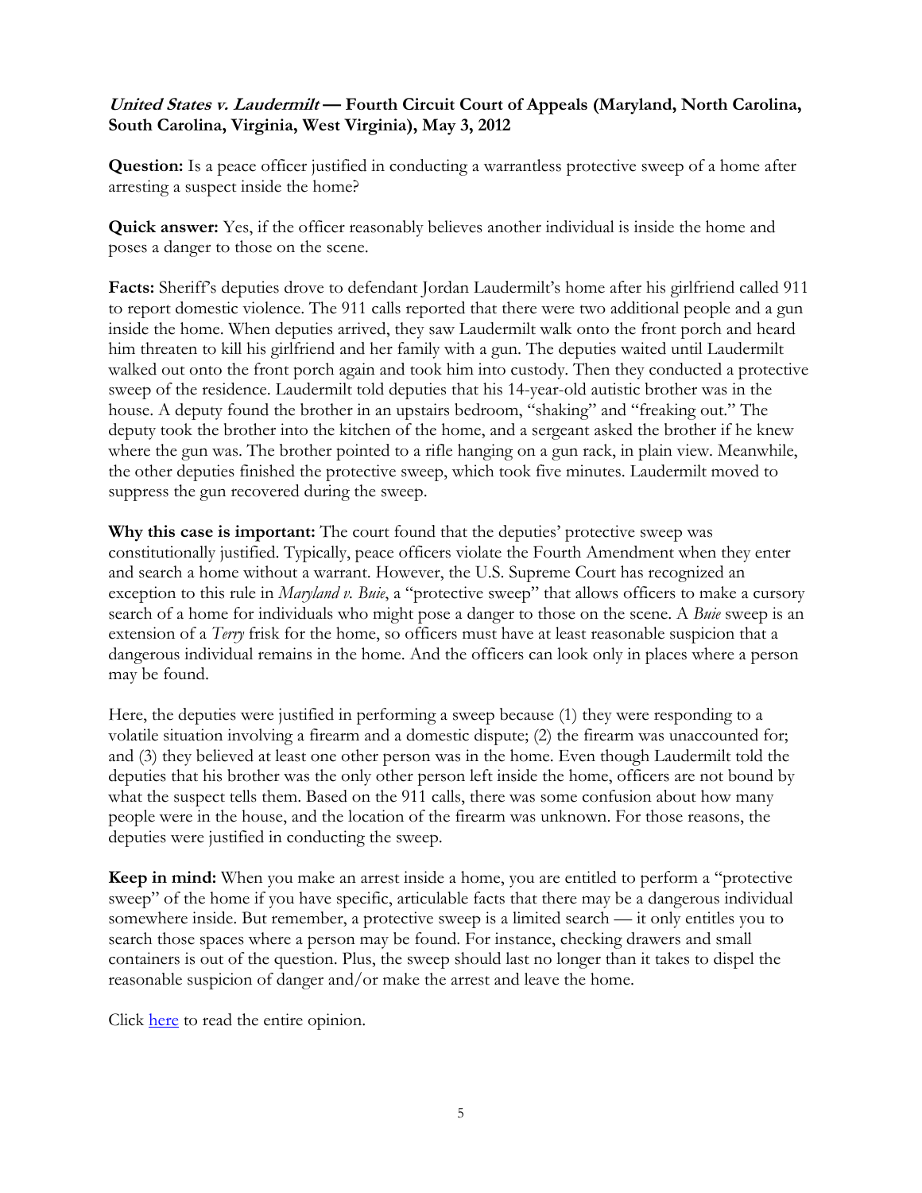***United States v. Laudermilt* — Fourth Circuit Court of Appeals (Maryland, North Carolina, South Carolina, Virginia, West Virginia), May 3, 2012**

**Question:** Is a peace officer justified in conducting a warrantless protective sweep of a home after arresting a suspect inside the home?

**Quick answer:** Yes, if the officer reasonably believes another individual is inside the home and poses a danger to those on the scene.

**Facts:** Sheriff's deputies drove to defendant Jordan Laudermilt's home after his girlfriend called 911 to report domestic violence. The 911 calls reported that there were two additional people and a gun inside the home. When deputies arrived, they saw Laudermilt walk onto the front porch and heard him threaten to kill his girlfriend and her family with a gun. The deputies waited until Laudermilt walked out onto the front porch again and took him into custody. Then they conducted a protective sweep of the residence. Laudermilt told deputies that his 14-year-old autistic brother was in the house. A deputy found the brother in an upstairs bedroom, "shaking" and "freaking out." The deputy took the brother into the kitchen of the home, and a sergeant asked the brother if he knew where the gun was. The brother pointed to a rifle hanging on a gun rack, in plain view. Meanwhile, the other deputies finished the protective sweep, which took five minutes. Laudermilt moved to suppress the gun recovered during the sweep.

**Why this case is important:** The court found that the deputies' protective sweep was constitutionally justified. Typically, peace officers violate the Fourth Amendment when they enter and search a home without a warrant. However, the U.S. Supreme Court has recognized an exception to this rule in *Maryland v. Buie*, a "protective sweep" that allows officers to make a cursory search of a home for individuals who might pose a danger to those on the scene. A *Buie* sweep is an extension of a *Terry* frisk for the home, so officers must have at least reasonable suspicion that a dangerous individual remains in the home. And the officers can look only in places where a person may be found.

Here, the deputies were justified in performing a sweep because (1) they were responding to a volatile situation involving a firearm and a domestic dispute; (2) the firearm was unaccounted for; and (3) they believed at least one other person was in the home. Even though Laudermilt told the deputies that his brother was the only other person left inside the home, officers are not bound by what the suspect tells them. Based on the 911 calls, there was some confusion about how many people were in the house, and the location of the firearm was unknown. For those reasons, the deputies were justified in conducting the sweep.

**Keep in mind:** When you make an arrest inside a home, you are entitled to perform a "protective sweep" of the home if you have specific, articulable facts that there may be a dangerous individual somewhere inside. But remember, a protective sweep is a limited search — it only entitles you to search those spaces where a person may be found. For instance, checking drawers and small containers is out of the question. Plus, the sweep should last no longer than it takes to dispel the reasonable suspicion of danger and/or make the arrest and leave the home.

Click here to read the entire opinion.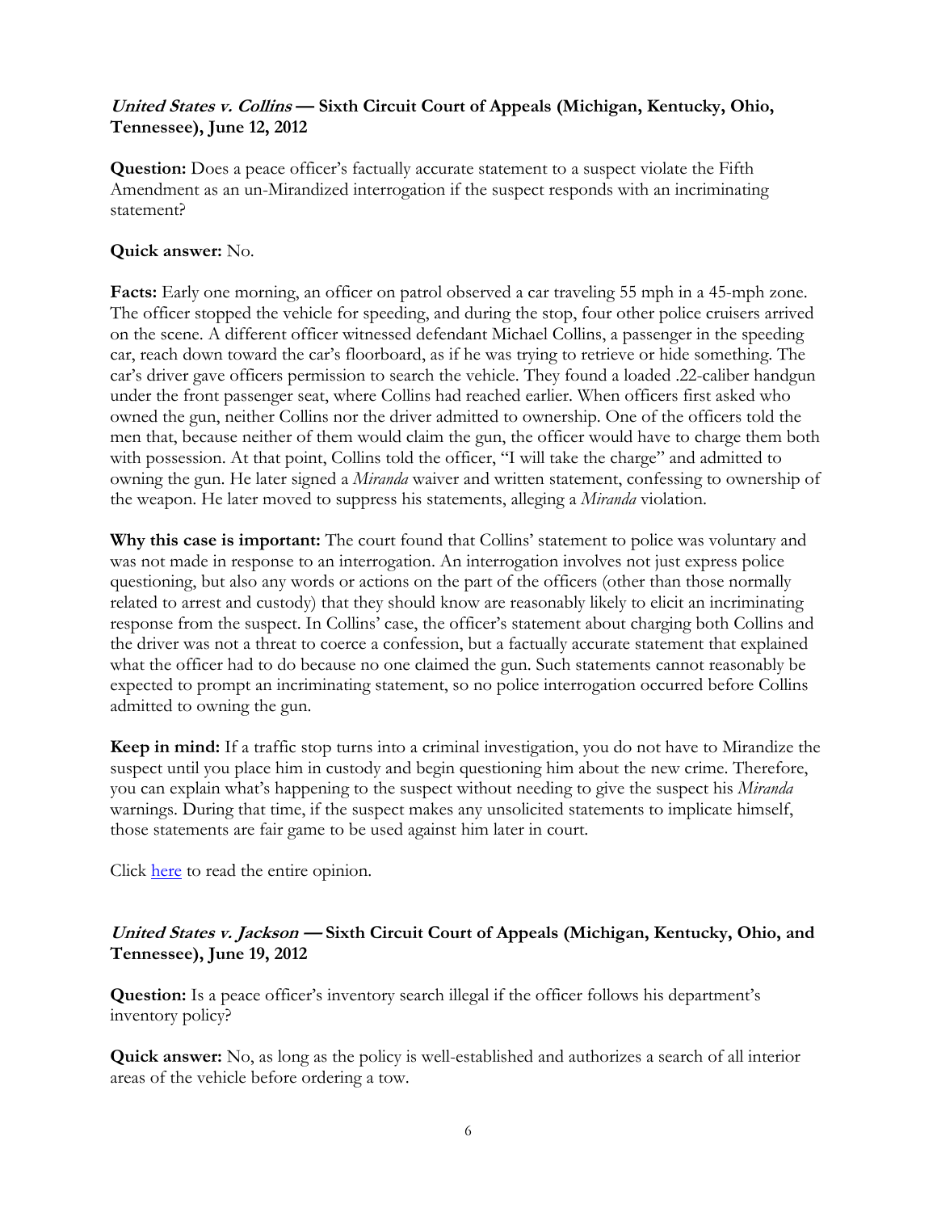***United States v. Collins* — Sixth Circuit Court of Appeals (Michigan, Kentucky, Ohio, Tennessee), June 12, 2012**

**Question:** Does a peace officer's factually accurate statement to a suspect violate the Fifth Amendment as an un-Mirandized interrogation if the suspect responds with an incriminating statement?

**Quick answer:** No.

**Facts:** Early one morning, an officer on patrol observed a car traveling 55 mph in a 45-mph zone. The officer stopped the vehicle for speeding, and during the stop, four other police cruisers arrived on the scene. A different officer witnessed defendant Michael Collins, a passenger in the speeding car, reach down toward the car's floorboard, as if he was trying to retrieve or hide something. The car's driver gave officers permission to search the vehicle. They found a loaded .22-caliber handgun under the front passenger seat, where Collins had reached earlier. When officers first asked who owned the gun, neither Collins nor the driver admitted to ownership. One of the officers told the men that, because neither of them would claim the gun, the officer would have to charge them both with possession. At that point, Collins told the officer, "I will take the charge" and admitted to owning the gun. He later signed a *Miranda* waiver and written statement, confessing to ownership of the weapon. He later moved to suppress his statements, alleging a *Miranda* violation.

**Why this case is important:** The court found that Collins' statement to police was voluntary and was not made in response to an interrogation. An interrogation involves not just express police questioning, but also any words or actions on the part of the officers (other than those normally related to arrest and custody) that they should know are reasonably likely to elicit an incriminating response from the suspect. In Collins' case, the officer's statement about charging both Collins and the driver was not a threat to coerce a confession, but a factually accurate statement that explained what the officer had to do because no one claimed the gun. Such statements cannot reasonably be expected to prompt an incriminating statement, so no police interrogation occurred before Collins admitted to owning the gun.

**Keep in mind:** If a traffic stop turns into a criminal investigation, you do not have to Mirandize the suspect until you place him in custody and begin questioning him about the new crime. Therefore, you can explain what's happening to the suspect without needing to give the suspect his *Miranda* warnings. During that time, if the suspect makes any unsolicited statements to implicate himself, those statements are fair game to be used against him later in court.

Click here to read the entire opinion.

***United States v. Jackson* — Sixth Circuit Court of Appeals (Michigan, Kentucky, Ohio, and Tennessee), June 19, 2012**

**Question:** Is a peace officer's inventory search illegal if the officer follows his department's inventory policy?

**Quick answer:** No, as long as the policy is well-established and authorizes a search of all interior areas of the vehicle before ordering a tow.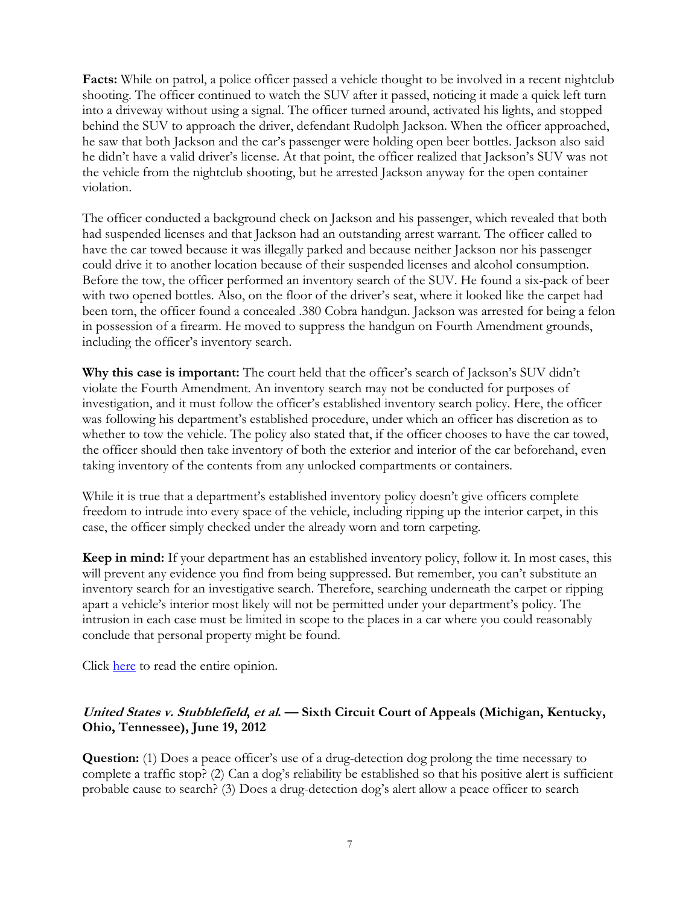**Facts:** While on patrol, a police officer passed a vehicle thought to be involved in a recent nightclub shooting. The officer continued to watch the SUV after it passed, noticing it made a quick left turn into a driveway without using a signal. The officer turned around, activated his lights, and stopped behind the SUV to approach the driver, defendant Rudolph Jackson. When the officer approached, he saw that both Jackson and the car's passenger were holding open beer bottles. Jackson also said he didn't have a valid driver's license. At that point, the officer realized that Jackson's SUV was not the vehicle from the nightclub shooting, but he arrested Jackson anyway for the open container violation.

The officer conducted a background check on Jackson and his passenger, which revealed that both had suspended licenses and that Jackson had an outstanding arrest warrant. The officer called to have the car towed because it was illegally parked and because neither Jackson nor his passenger could drive it to another location because of their suspended licenses and alcohol consumption. Before the tow, the officer performed an inventory search of the SUV. He found a six-pack of beer with two opened bottles. Also, on the floor of the driver's seat, where it looked like the carpet had been torn, the officer found a concealed .380 Cobra handgun. Jackson was arrested for being a felon in possession of a firearm. He moved to suppress the handgun on Fourth Amendment grounds, including the officer's inventory search.

**Why this case is important:** The court held that the officer's search of Jackson's SUV didn't violate the Fourth Amendment. An inventory search may not be conducted for purposes of investigation, and it must follow the officer's established inventory search policy. Here, the officer was following his department's established procedure, under which an officer has discretion as to whether to tow the vehicle. The policy also stated that, if the officer chooses to have the car towed, the officer should then take inventory of both the exterior and interior of the car beforehand, even taking inventory of the contents from any unlocked compartments or containers.

While it is true that a department's established inventory policy doesn't give officers complete freedom to intrude into every space of the vehicle, including ripping up the interior carpet, in this case, the officer simply checked under the already worn and torn carpeting.

**Keep in mind:** If your department has an established inventory policy, follow it. In most cases, this will prevent any evidence you find from being suppressed. But remember, you can't substitute an inventory search for an investigative search. Therefore, searching underneath the carpet or ripping apart a vehicle's interior most likely will not be permitted under your department's policy. The intrusion in each case must be limited in scope to the places in a car where you could reasonably conclude that personal property might be found.

Click here to read the entire opinion.

### ***United States v. Stubblefield, et al.*** **— Sixth Circuit Court of Appeals (Michigan, Kentucky, Ohio, Tennessee), June 19, 2012**

**Question:** (1) Does a peace officer's use of a drug-detection dog prolong the time necessary to complete a traffic stop? (2) Can a dog's reliability be established so that his positive alert is sufficient probable cause to search? (3) Does a drug-detection dog's alert allow a peace officer to search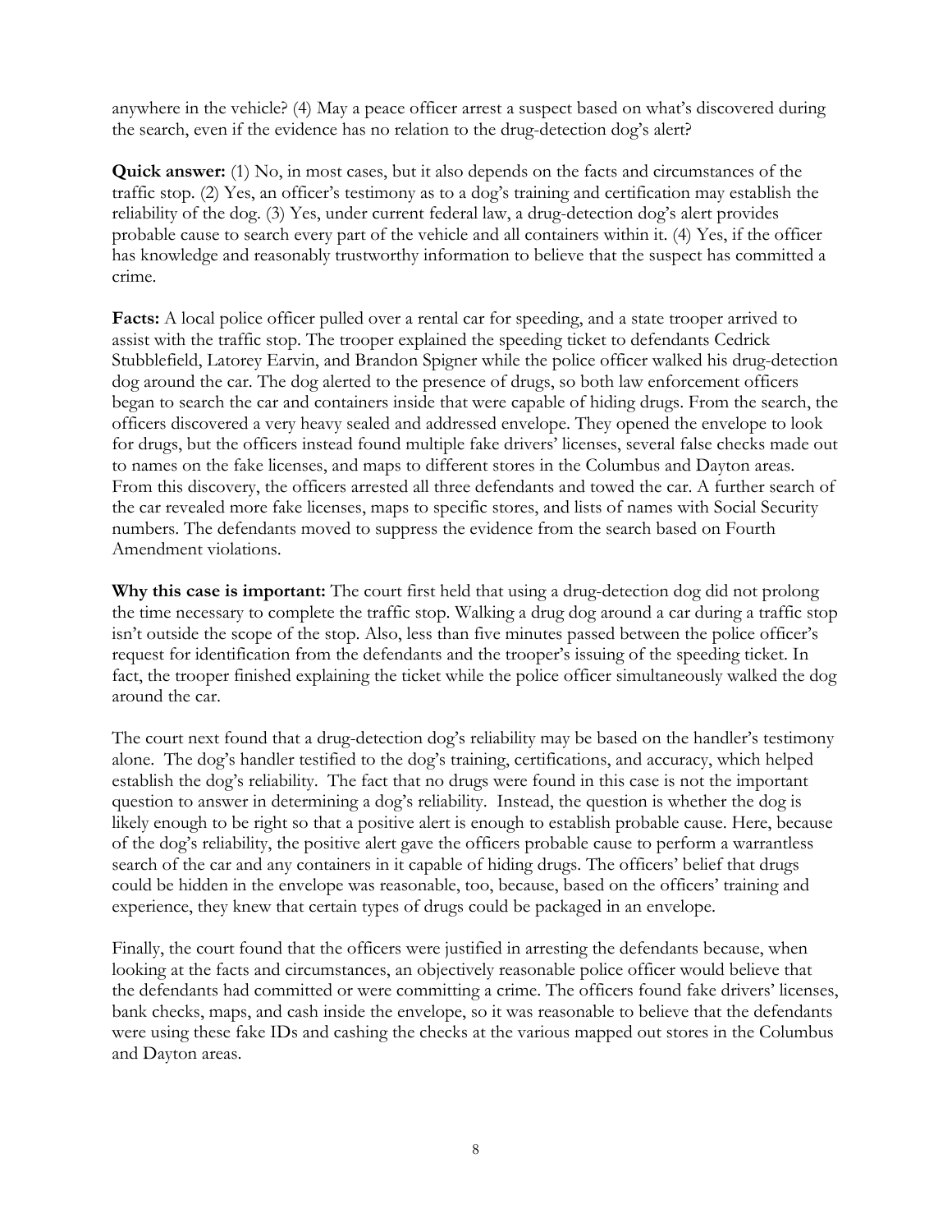anywhere in the vehicle? (4) May a peace officer arrest a suspect based on what's discovered during the search, even if the evidence has no relation to the drug-detection dog's alert?

**Quick answer:** (1) No, in most cases, but it also depends on the facts and circumstances of the traffic stop. (2) Yes, an officer's testimony as to a dog's training and certification may establish the reliability of the dog. (3) Yes, under current federal law, a drug-detection dog's alert provides probable cause to search every part of the vehicle and all containers within it. (4) Yes, if the officer has knowledge and reasonably trustworthy information to believe that the suspect has committed a crime.

**Facts:** A local police officer pulled over a rental car for speeding, and a state trooper arrived to assist with the traffic stop. The trooper explained the speeding ticket to defendants Cedrick Stubblefield, Latorey Earvin, and Brandon Spigner while the police officer walked his drug-detection dog around the car. The dog alerted to the presence of drugs, so both law enforcement officers began to search the car and containers inside that were capable of hiding drugs. From the search, the officers discovered a very heavy sealed and addressed envelope. They opened the envelope to look for drugs, but the officers instead found multiple fake drivers' licenses, several false checks made out to names on the fake licenses, and maps to different stores in the Columbus and Dayton areas. From this discovery, the officers arrested all three defendants and towed the car. A further search of the car revealed more fake licenses, maps to specific stores, and lists of names with Social Security numbers. The defendants moved to suppress the evidence from the search based on Fourth Amendment violations.

**Why this case is important:** The court first held that using a drug-detection dog did not prolong the time necessary to complete the traffic stop. Walking a drug dog around a car during a traffic stop isn't outside the scope of the stop. Also, less than five minutes passed between the police officer's request for identification from the defendants and the trooper's issuing of the speeding ticket. In fact, the trooper finished explaining the ticket while the police officer simultaneously walked the dog around the car.

The court next found that a drug-detection dog's reliability may be based on the handler's testimony alone. The dog's handler testified to the dog's training, certifications, and accuracy, which helped establish the dog's reliability. The fact that no drugs were found in this case is not the important question to answer in determining a dog's reliability. Instead, the question is whether the dog is likely enough to be right so that a positive alert is enough to establish probable cause. Here, because of the dog's reliability, the positive alert gave the officers probable cause to perform a warrantless search of the car and any containers in it capable of hiding drugs. The officers' belief that drugs could be hidden in the envelope was reasonable, too, because, based on the officers' training and experience, they knew that certain types of drugs could be packaged in an envelope.

Finally, the court found that the officers were justified in arresting the defendants because, when looking at the facts and circumstances, an objectively reasonable police officer would believe that the defendants had committed or were committing a crime. The officers found fake drivers' licenses, bank checks, maps, and cash inside the envelope, so it was reasonable to believe that the defendants were using these fake IDs and cashing the checks at the various mapped out stores in the Columbus and Dayton areas.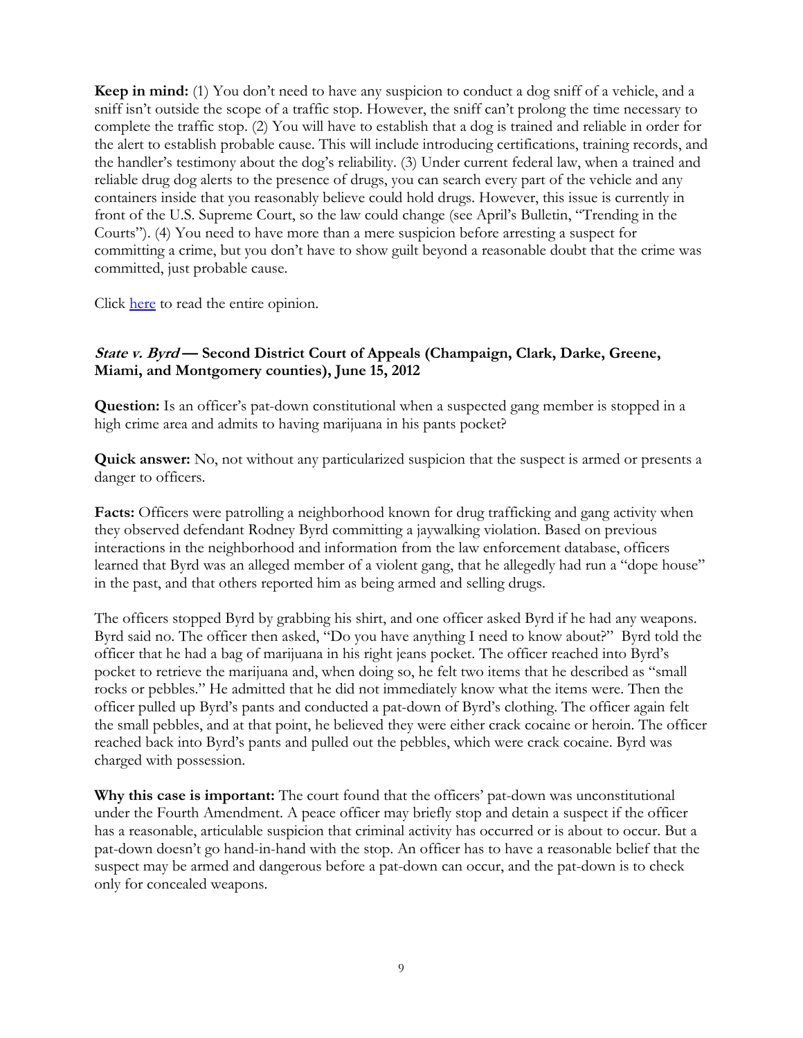**Keep in mind:** (1) You don't need to have any suspicion to conduct a dog sniff of a vehicle, and a sniff isn't outside the scope of a traffic stop. However, the sniff can't prolong the time necessary to complete the traffic stop. (2) You will have to establish that a dog is trained and reliable in order for the alert to establish probable cause. This will include introducing certifications, training records, and the handler's testimony about the dog's reliability. (3) Under current federal law, when a trained and reliable drug dog alerts to the presence of drugs, you can search every part of the vehicle and any containers inside that you reasonably believe could hold drugs. However, this issue is currently in front of the U.S. Supreme Court, so the law could change (see April's Bulletin, "Trending in the Courts"). (4) You need to have more than a mere suspicion before arresting a suspect for committing a crime, but you don't have to show guilt beyond a reasonable doubt that the crime was committed, just probable cause.

Click here to read the entire opinion.

### *State v. Byrd* — Second District Court of Appeals (Champaign, Clark, Darke, Greene, Miami, and Montgomery counties), June 15, 2012

**Question:** Is an officer's pat-down constitutional when a suspected gang member is stopped in a high crime area and admits to having marijuana in his pants pocket?

**Quick answer:** No, not without any particularized suspicion that the suspect is armed or presents a danger to officers.

**Facts:** Officers were patrolling a neighborhood known for drug trafficking and gang activity when they observed defendant Rodney Byrd committing a jaywalking violation. Based on previous interactions in the neighborhood and information from the law enforcement database, officers learned that Byrd was an alleged member of a violent gang, that he allegedly had run a "dope house" in the past, and that others reported him as being armed and selling drugs.

The officers stopped Byrd by grabbing his shirt, and one officer asked Byrd if he had any weapons. Byrd said no. The officer then asked, "Do you have anything I need to know about?" Byrd told the officer that he had a bag of marijuana in his right jeans pocket. The officer reached into Byrd's pocket to retrieve the marijuana and, when doing so, he felt two items that he described as "small rocks or pebbles." He admitted that he did not immediately know what the items were. Then the officer pulled up Byrd's pants and conducted a pat-down of Byrd's clothing. The officer again felt the small pebbles, and at that point, he believed they were either crack cocaine or heroin. The officer reached back into Byrd's pants and pulled out the pebbles, which were crack cocaine. Byrd was charged with possession.

**Why this case is important:** The court found that the officers' pat-down was unconstitutional under the Fourth Amendment. A peace officer may briefly stop and detain a suspect if the officer has a reasonable, articulable suspicion that criminal activity has occurred or is about to occur. But a pat-down doesn't go hand-in-hand with the stop. An officer has to have a reasonable belief that the suspect may be armed and dangerous before a pat-down can occur, and the pat-down is to check only for concealed weapons.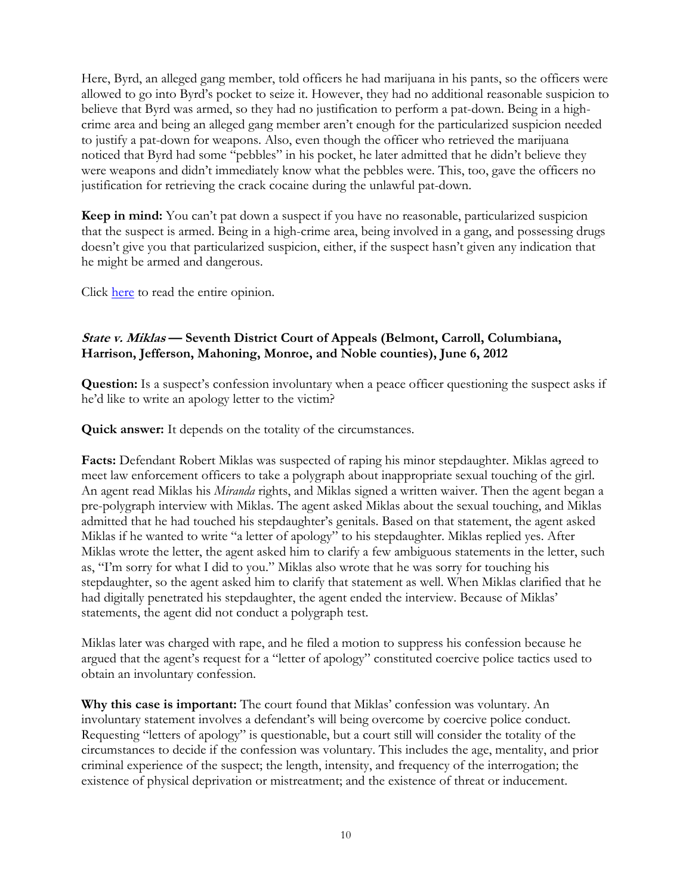Here, Byrd, an alleged gang member, told officers he had marijuana in his pants, so the officers were allowed to go into Byrd's pocket to seize it. However, they had no additional reasonable suspicion to believe that Byrd was armed, so they had no justification to perform a pat-down. Being in a high-crime area and being an alleged gang member aren't enough for the particularized suspicion needed to justify a pat-down for weapons. Also, even though the officer who retrieved the marijuana noticed that Byrd had some "pebbles" in his pocket, he later admitted that he didn't believe they were weapons and didn't immediately know what the pebbles were. This, too, gave the officers no justification for retrieving the crack cocaine during the unlawful pat-down.

**Keep in mind:** You can't pat down a suspect if you have no reasonable, particularized suspicion that the suspect is armed. Being in a high-crime area, being involved in a gang, and possessing drugs doesn't give you that particularized suspicion, either, if the suspect hasn't given any indication that he might be armed and dangerous.

Click here to read the entire opinion.

### ***State v. Miklas*** **— Seventh District Court of Appeals (Belmont, Carroll, Columbiana, Harrison, Jefferson, Mahoning, Monroe, and Noble counties), June 6, 2012**

**Question:** Is a suspect's confession involuntary when a peace officer questioning the suspect asks if he'd like to write an apology letter to the victim?

**Quick answer:** It depends on the totality of the circumstances.

**Facts:** Defendant Robert Miklas was suspected of raping his minor stepdaughter. Miklas agreed to meet law enforcement officers to take a polygraph about inappropriate sexual touching of the girl. An agent read Miklas his *Miranda* rights, and Miklas signed a written waiver. Then the agent began a pre-polygraph interview with Miklas. The agent asked Miklas about the sexual touching, and Miklas admitted that he had touched his stepdaughter's genitals. Based on that statement, the agent asked Miklas if he wanted to write "a letter of apology" to his stepdaughter. Miklas replied yes. After Miklas wrote the letter, the agent asked him to clarify a few ambiguous statements in the letter, such as, "I'm sorry for what I did to you." Miklas also wrote that he was sorry for touching his stepdaughter, so the agent asked him to clarify that statement as well. When Miklas clarified that he had digitally penetrated his stepdaughter, the agent ended the interview. Because of Miklas' statements, the agent did not conduct a polygraph test.

Miklas later was charged with rape, and he filed a motion to suppress his confession because he argued that the agent's request for a "letter of apology" constituted coercive police tactics used to obtain an involuntary confession.

**Why this case is important:** The court found that Miklas' confession was voluntary. An involuntary statement involves a defendant's will being overcome by coercive police conduct. Requesting "letters of apology" is questionable, but a court still will consider the totality of the circumstances to decide if the confession was voluntary. This includes the age, mentality, and prior criminal experience of the suspect; the length, intensity, and frequency of the interrogation; the existence of physical deprivation or mistreatment; and the existence of threat or inducement.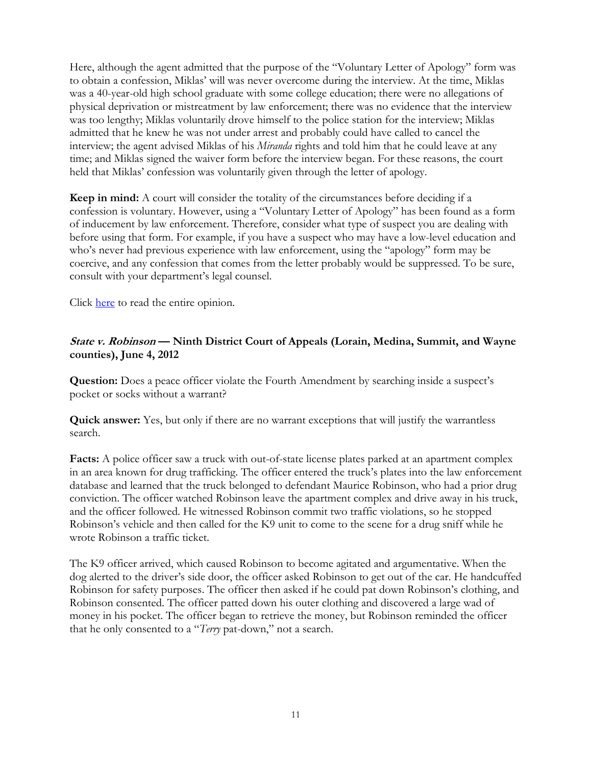Here, although the agent admitted that the purpose of the "Voluntary Letter of Apology" form was to obtain a confession, Miklas' will was never overcome during the interview. At the time, Miklas was a 40-year-old high school graduate with some college education; there were no allegations of physical deprivation or mistreatment by law enforcement; there was no evidence that the interview was too lengthy; Miklas voluntarily drove himself to the police station for the interview; Miklas admitted that he knew he was not under arrest and probably could have called to cancel the interview; the agent advised Miklas of his *Miranda* rights and told him that he could leave at any time; and Miklas signed the waiver form before the interview began. For these reasons, the court held that Miklas' confession was voluntarily given through the letter of apology.

**Keep in mind:** A court will consider the totality of the circumstances before deciding if a confession is voluntary. However, using a "Voluntary Letter of Apology" has been found as a form of inducement by law enforcement. Therefore, consider what type of suspect you are dealing with before using that form. For example, if you have a suspect who may have a low-level education and who's never had previous experience with law enforcement, using the "apology" form may be coercive, and any confession that comes from the letter probably would be suppressed. To be sure, consult with your department's legal counsel.

Click here to read the entire opinion.

### ***State v. Robinson*** **— Ninth District Court of Appeals (Lorain, Medina, Summit, and Wayne counties), June 4, 2012**

**Question:** Does a peace officer violate the Fourth Amendment by searching inside a suspect's pocket or socks without a warrant?

**Quick answer:** Yes, but only if there are no warrant exceptions that will justify the warrantless search.

**Facts:** A police officer saw a truck with out-of-state license plates parked at an apartment complex in an area known for drug trafficking. The officer entered the truck's plates into the law enforcement database and learned that the truck belonged to defendant Maurice Robinson, who had a prior drug conviction. The officer watched Robinson leave the apartment complex and drive away in his truck, and the officer followed. He witnessed Robinson commit two traffic violations, so he stopped Robinson's vehicle and then called for the K9 unit to come to the scene for a drug sniff while he wrote Robinson a traffic ticket.

The K9 officer arrived, which caused Robinson to become agitated and argumentative. When the dog alerted to the driver's side door, the officer asked Robinson to get out of the car. He handcuffed Robinson for safety purposes. The officer then asked if he could pat down Robinson's clothing, and Robinson consented. The officer patted down his outer clothing and discovered a large wad of money in his pocket. The officer began to retrieve the money, but Robinson reminded the officer that he only consented to a "*Terry* pat-down," not a search.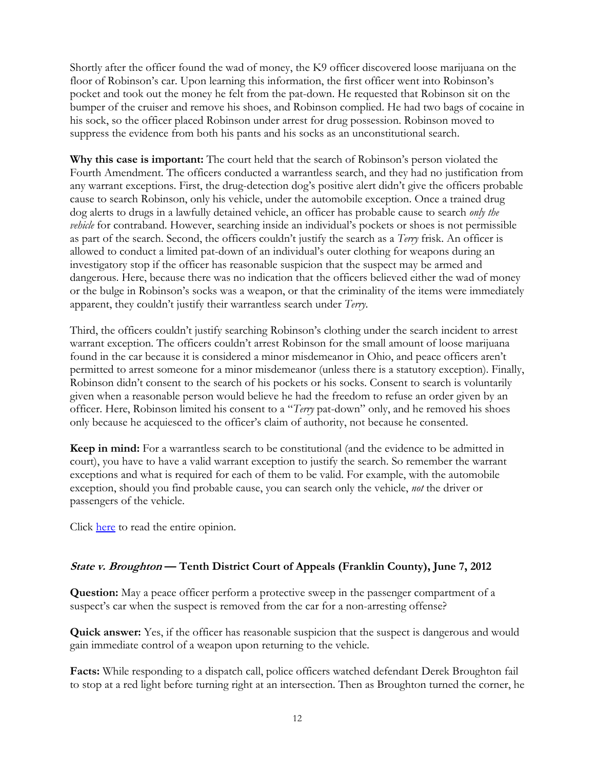Shortly after the officer found the wad of money, the K9 officer discovered loose marijuana on the floor of Robinson's car. Upon learning this information, the first officer went into Robinson's pocket and took out the money he felt from the pat-down. He requested that Robinson sit on the bumper of the cruiser and remove his shoes, and Robinson complied. He had two bags of cocaine in his sock, so the officer placed Robinson under arrest for drug possession. Robinson moved to suppress the evidence from both his pants and his socks as an unconstitutional search.

**Why this case is important:** The court held that the search of Robinson's person violated the Fourth Amendment. The officers conducted a warrantless search, and they had no justification from any warrant exceptions. First, the drug-detection dog's positive alert didn't give the officers probable cause to search Robinson, only his vehicle, under the automobile exception. Once a trained drug dog alerts to drugs in a lawfully detained vehicle, an officer has probable cause to search *only the vehicle* for contraband. However, searching inside an individual's pockets or shoes is not permissible as part of the search. Second, the officers couldn't justify the search as a *Terry* frisk. An officer is allowed to conduct a limited pat-down of an individual's outer clothing for weapons during an investigatory stop if the officer has reasonable suspicion that the suspect may be armed and dangerous. Here, because there was no indication that the officers believed either the wad of money or the bulge in Robinson's socks was a weapon, or that the criminality of the items were immediately apparent, they couldn't justify their warrantless search under *Terry*.

Third, the officers couldn't justify searching Robinson's clothing under the search incident to arrest warrant exception. The officers couldn't arrest Robinson for the small amount of loose marijuana found in the car because it is considered a minor misdemeanor in Ohio, and peace officers aren't permitted to arrest someone for a minor misdemeanor (unless there is a statutory exception). Finally, Robinson didn't consent to the search of his pockets or his socks. Consent to search is voluntarily given when a reasonable person would believe he had the freedom to refuse an order given by an officer. Here, Robinson limited his consent to a "*Terry* pat-down" only, and he removed his shoes only because he acquiesced to the officer's claim of authority, not because he consented.

**Keep in mind:** For a warrantless search to be constitutional (and the evidence to be admitted in court), you have to have a valid warrant exception to justify the search. So remember the warrant exceptions and what is required for each of them to be valid. For example, with the automobile exception, should you find probable cause, you can search only the vehicle, *not* the driver or passengers of the vehicle.

Click here to read the entire opinion.

### ***State v. Broughton*** **— Tenth District Court of Appeals (Franklin County), June 7, 2012**

**Question:** May a peace officer perform a protective sweep in the passenger compartment of a suspect's car when the suspect is removed from the car for a non-arresting offense?

**Quick answer:** Yes, if the officer has reasonable suspicion that the suspect is dangerous and would gain immediate control of a weapon upon returning to the vehicle.

**Facts:** While responding to a dispatch call, police officers watched defendant Derek Broughton fail to stop at a red light before turning right at an intersection. Then as Broughton turned the corner, he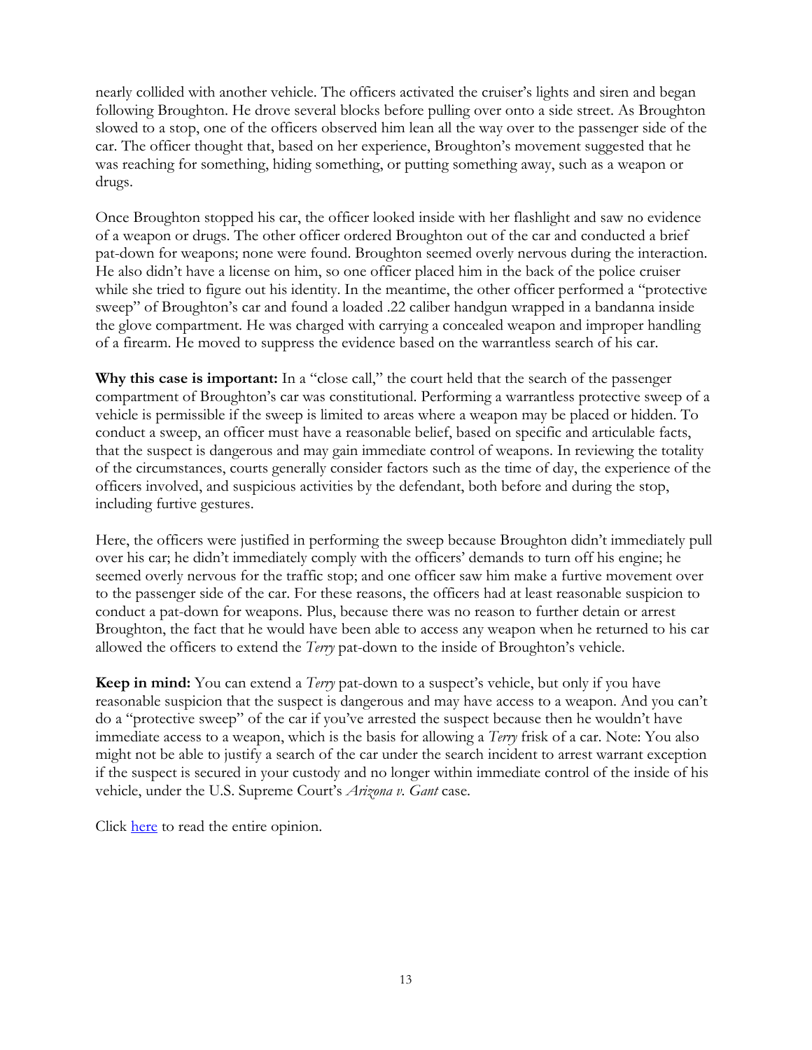nearly collided with another vehicle. The officers activated the cruiser's lights and siren and began following Broughton. He drove several blocks before pulling over onto a side street. As Broughton slowed to a stop, one of the officers observed him lean all the way over to the passenger side of the car. The officer thought that, based on her experience, Broughton's movement suggested that he was reaching for something, hiding something, or putting something away, such as a weapon or drugs.

Once Broughton stopped his car, the officer looked inside with her flashlight and saw no evidence of a weapon or drugs. The other officer ordered Broughton out of the car and conducted a brief pat-down for weapons; none were found. Broughton seemed overly nervous during the interaction. He also didn't have a license on him, so one officer placed him in the back of the police cruiser while she tried to figure out his identity. In the meantime, the other officer performed a "protective sweep" of Broughton's car and found a loaded .22 caliber handgun wrapped in a bandanna inside the glove compartment. He was charged with carrying a concealed weapon and improper handling of a firearm. He moved to suppress the evidence based on the warrantless search of his car.

**Why this case is important:** In a "close call," the court held that the search of the passenger compartment of Broughton's car was constitutional. Performing a warrantless protective sweep of a vehicle is permissible if the sweep is limited to areas where a weapon may be placed or hidden. To conduct a sweep, an officer must have a reasonable belief, based on specific and articulable facts, that the suspect is dangerous and may gain immediate control of weapons. In reviewing the totality of the circumstances, courts generally consider factors such as the time of day, the experience of the officers involved, and suspicious activities by the defendant, both before and during the stop, including furtive gestures.

Here, the officers were justified in performing the sweep because Broughton didn't immediately pull over his car; he didn't immediately comply with the officers' demands to turn off his engine; he seemed overly nervous for the traffic stop; and one officer saw him make a furtive movement over to the passenger side of the car. For these reasons, the officers had at least reasonable suspicion to conduct a pat-down for weapons. Plus, because there was no reason to further detain or arrest Broughton, the fact that he would have been able to access any weapon when he returned to his car allowed the officers to extend the *Terry* pat-down to the inside of Broughton's vehicle.

**Keep in mind:** You can extend a *Terry* pat-down to a suspect's vehicle, but only if you have reasonable suspicion that the suspect is dangerous and may have access to a weapon. And you can't do a "protective sweep" of the car if you've arrested the suspect because then he wouldn't have immediate access to a weapon, which is the basis for allowing a *Terry* frisk of a car. Note: You also might not be able to justify a search of the car under the search incident to arrest warrant exception if the suspect is secured in your custody and no longer within immediate control of the inside of his vehicle, under the U.S. Supreme Court's *Arizona v. Gant* case.

Click here to read the entire opinion.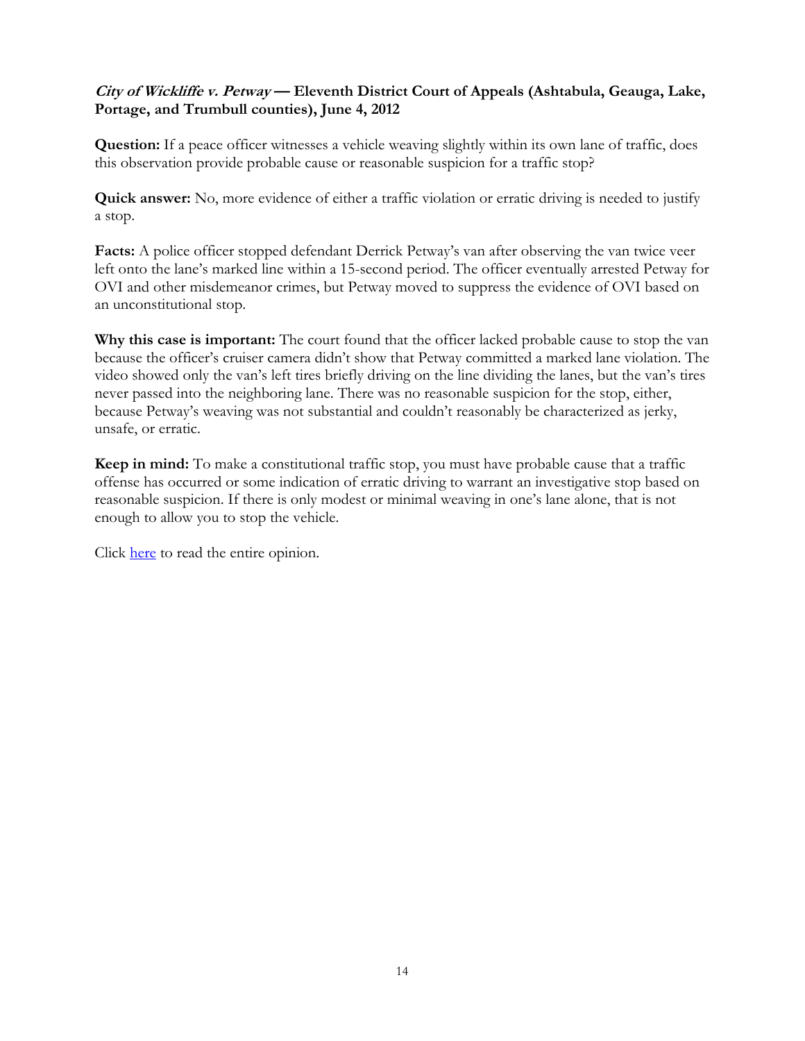***City of Wickliffe v. Petway* — Eleventh District Court of Appeals (Ashtabula, Geauga, Lake, Portage, and Trumbull counties), June 4, 2012**

**Question:** If a peace officer witnesses a vehicle weaving slightly within its own lane of traffic, does this observation provide probable cause or reasonable suspicion for a traffic stop?

**Quick answer:** No, more evidence of either a traffic violation or erratic driving is needed to justify a stop.

**Facts:** A police officer stopped defendant Derrick Petway's van after observing the van twice veer left onto the lane's marked line within a 15-second period. The officer eventually arrested Petway for OVI and other misdemeanor crimes, but Petway moved to suppress the evidence of OVI based on an unconstitutional stop.

**Why this case is important:** The court found that the officer lacked probable cause to stop the van because the officer's cruiser camera didn't show that Petway committed a marked lane violation. The video showed only the van's left tires briefly driving on the line dividing the lanes, but the van's tires never passed into the neighboring lane. There was no reasonable suspicion for the stop, either, because Petway's weaving was not substantial and couldn't reasonably be characterized as jerky, unsafe, or erratic.

**Keep in mind:** To make a constitutional traffic stop, you must have probable cause that a traffic offense has occurred or some indication of erratic driving to warrant an investigative stop based on reasonable suspicion. If there is only modest or minimal weaving in one's lane alone, that is not enough to allow you to stop the vehicle.

Click here to read the entire opinion.